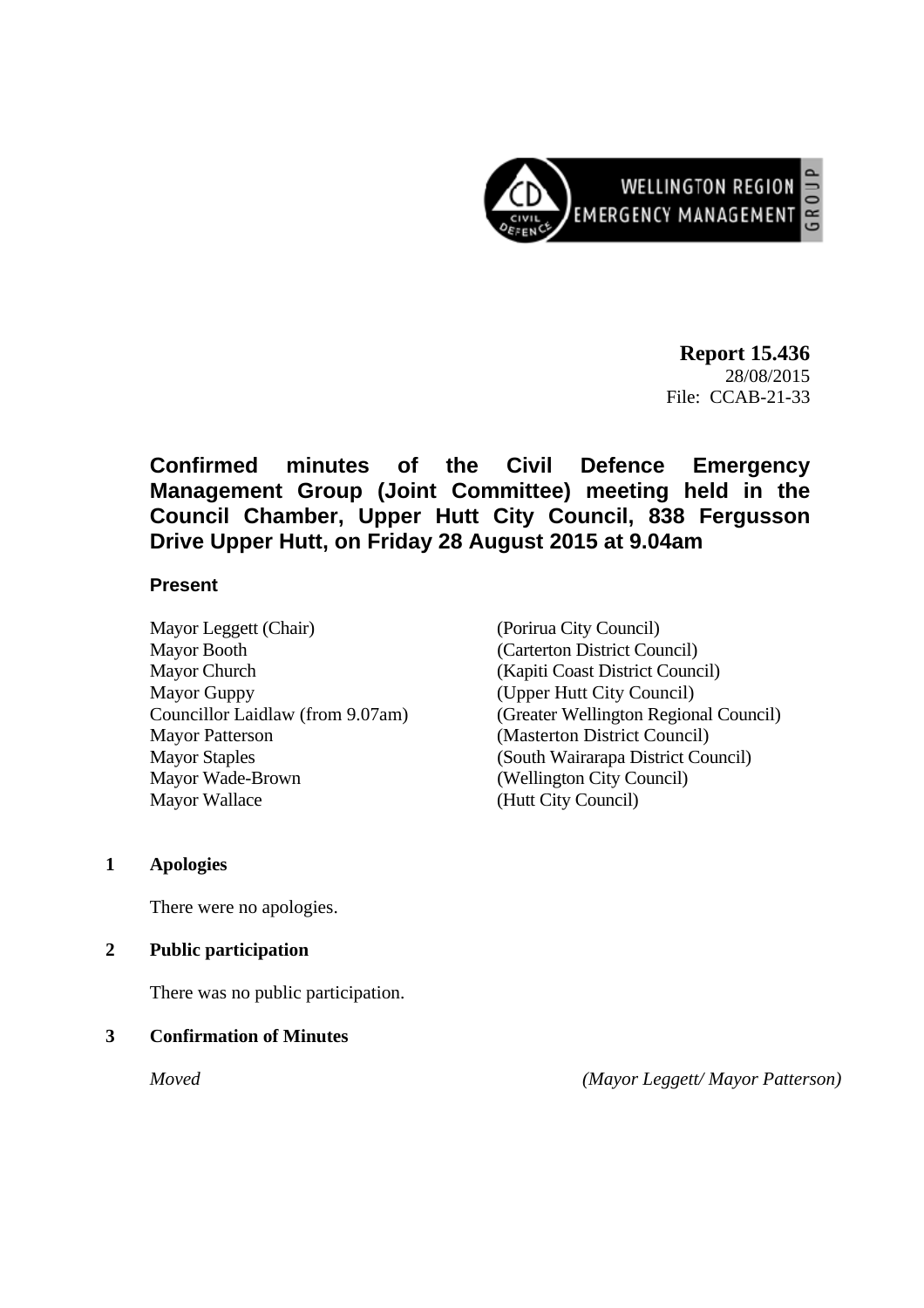**Report 15.436**
28/08/2015
File: CCAB-21-33

# Confirmed minutes of the Civil Defence Emergency Management Group (Joint Committee) meeting held in the Council Chamber, Upper Hutt City Council, 838 Fergusson Drive Upper Hutt, on Friday 28 August 2015 at 9.04am

## Present

| | |
|---|---|
| Mayor Leggett (Chair) | (Porirua City Council) |
| Mayor Booth | (Carterton District Council) |
| Mayor Church | (Kapiti Coast District Council) |
| Mayor Guppy | (Upper Hutt City Council) |
| Councillor Laidlaw (from 9.07am) | (Greater Wellington Regional Council) |
| Mayor Patterson | (Masterton District Council) |
| Mayor Staples | (South Wairarapa District Council) |
| Mayor Wade-Brown | (Wellington City Council) |
| Mayor Wallace | (Hutt City Council) |

**1 Apologies**

There were no apologies.

**2 Public participation**

There was no public participation.

**3 Confirmation of Minutes**

*Moved* *(Mayor Leggett/ Mayor Patterson)*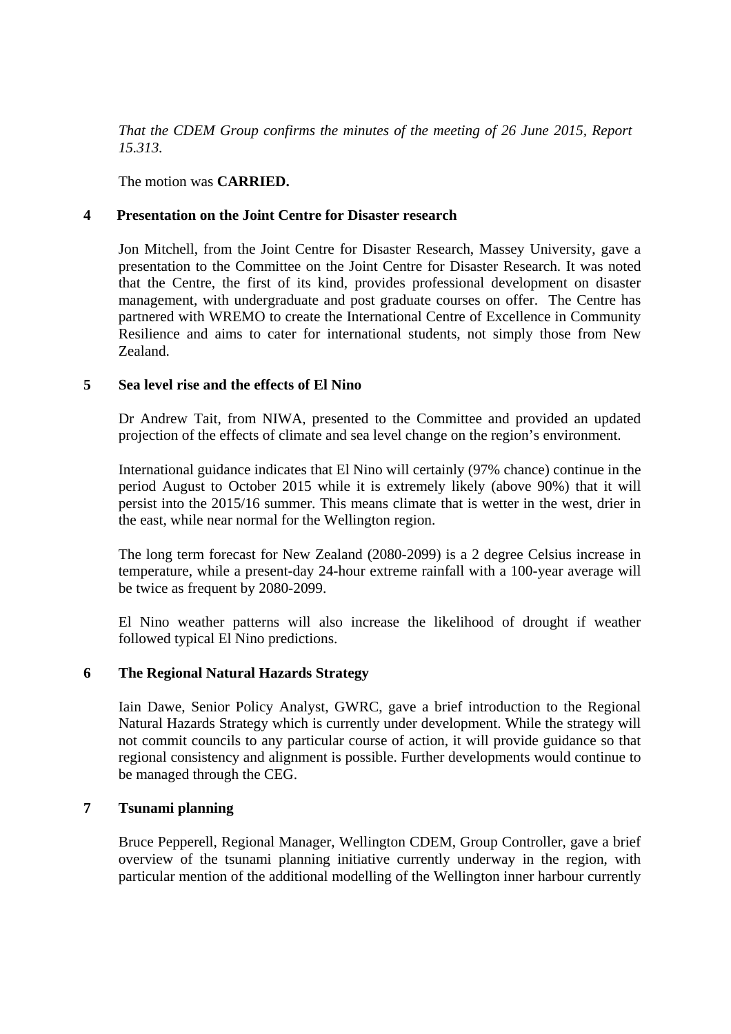*That the CDEM Group confirms the minutes of the meeting of 26 June 2015, Report 15.313.*

The motion was **CARRIED.**

## 4 Presentation on the Joint Centre for Disaster research

Jon Mitchell, from the Joint Centre for Disaster Research, Massey University, gave a presentation to the Committee on the Joint Centre for Disaster Research. It was noted that the Centre, the first of its kind, provides professional development on disaster management, with undergraduate and post graduate courses on offer. The Centre has partnered with WREMO to create the International Centre of Excellence in Community Resilience and aims to cater for international students, not simply those from New Zealand.

## 5 Sea level rise and the effects of El Nino

Dr Andrew Tait, from NIWA, presented to the Committee and provided an updated projection of the effects of climate and sea level change on the region's environment.

International guidance indicates that El Nino will certainly (97% chance) continue in the period August to October 2015 while it is extremely likely (above 90%) that it will persist into the 2015/16 summer. This means climate that is wetter in the west, drier in the east, while near normal for the Wellington region.

The long term forecast for New Zealand (2080-2099) is a 2 degree Celsius increase in temperature, while a present-day 24-hour extreme rainfall with a 100-year average will be twice as frequent by 2080-2099.

El Nino weather patterns will also increase the likelihood of drought if weather followed typical El Nino predictions.

## 6 The Regional Natural Hazards Strategy

Iain Dawe, Senior Policy Analyst, GWRC, gave a brief introduction to the Regional Natural Hazards Strategy which is currently under development. While the strategy will not commit councils to any particular course of action, it will provide guidance so that regional consistency and alignment is possible. Further developments would continue to be managed through the CEG.

## 7 Tsunami planning

Bruce Pepperell, Regional Manager, Wellington CDEM, Group Controller, gave a brief overview of the tsunami planning initiative currently underway in the region, with particular mention of the additional modelling of the Wellington inner harbour currently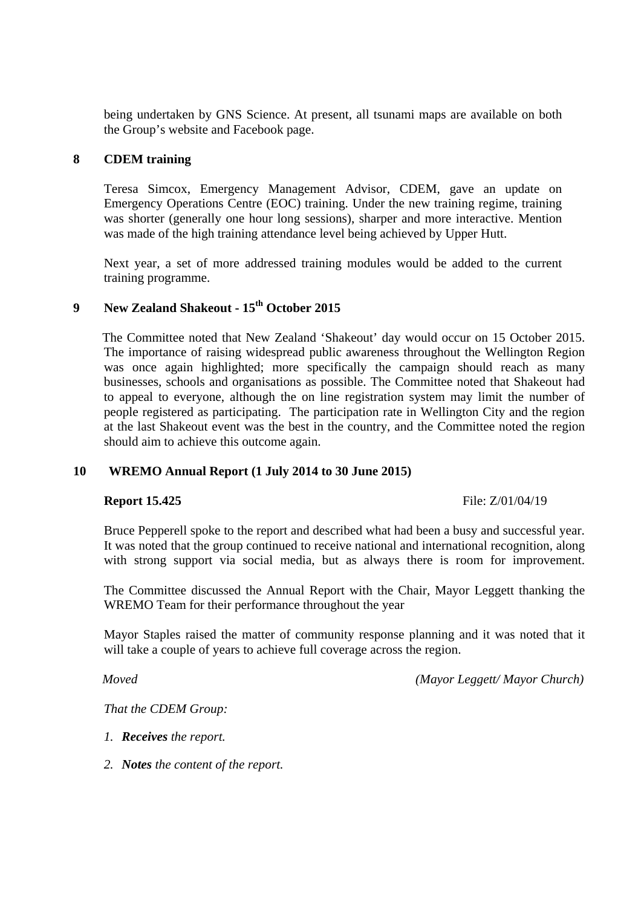being undertaken by GNS Science. At present, all tsunami maps are available on both the Group's website and Facebook page.

## 8 CDEM training

Teresa Simcox, Emergency Management Advisor, CDEM, gave an update on Emergency Operations Centre (EOC) training. Under the new training regime, training was shorter (generally one hour long sessions), sharper and more interactive. Mention was made of the high training attendance level being achieved by Upper Hutt.

Next year, a set of more addressed training modules would be added to the current training programme.

## 9 New Zealand Shakeout - 15th October 2015

The Committee noted that New Zealand 'Shakeout' day would occur on 15 October 2015. The importance of raising widespread public awareness throughout the Wellington Region was once again highlighted; more specifically the campaign should reach as many businesses, schools and organisations as possible. The Committee noted that Shakeout had to appeal to everyone, although the on line registration system may limit the number of people registered as participating. The participation rate in Wellington City and the region at the last Shakeout event was the best in the country, and the Committee noted the region should aim to achieve this outcome again.

## 10 WREMO Annual Report (1 July 2014 to 30 June 2015)

**Report 15.425** File: Z/01/04/19

Bruce Pepperell spoke to the report and described what had been a busy and successful year. It was noted that the group continued to receive national and international recognition, along with strong support via social media, but as always there is room for improvement.

The Committee discussed the Annual Report with the Chair, Mayor Leggett thanking the WREMO Team for their performance throughout the year

Mayor Staples raised the matter of community response planning and it was noted that it will take a couple of years to achieve full coverage across the region.

*Moved* *(Mayor Leggett/ Mayor Church)*

*That the CDEM Group:*

1. ***Receives** the report.*
2. ***Notes** the content of the report.*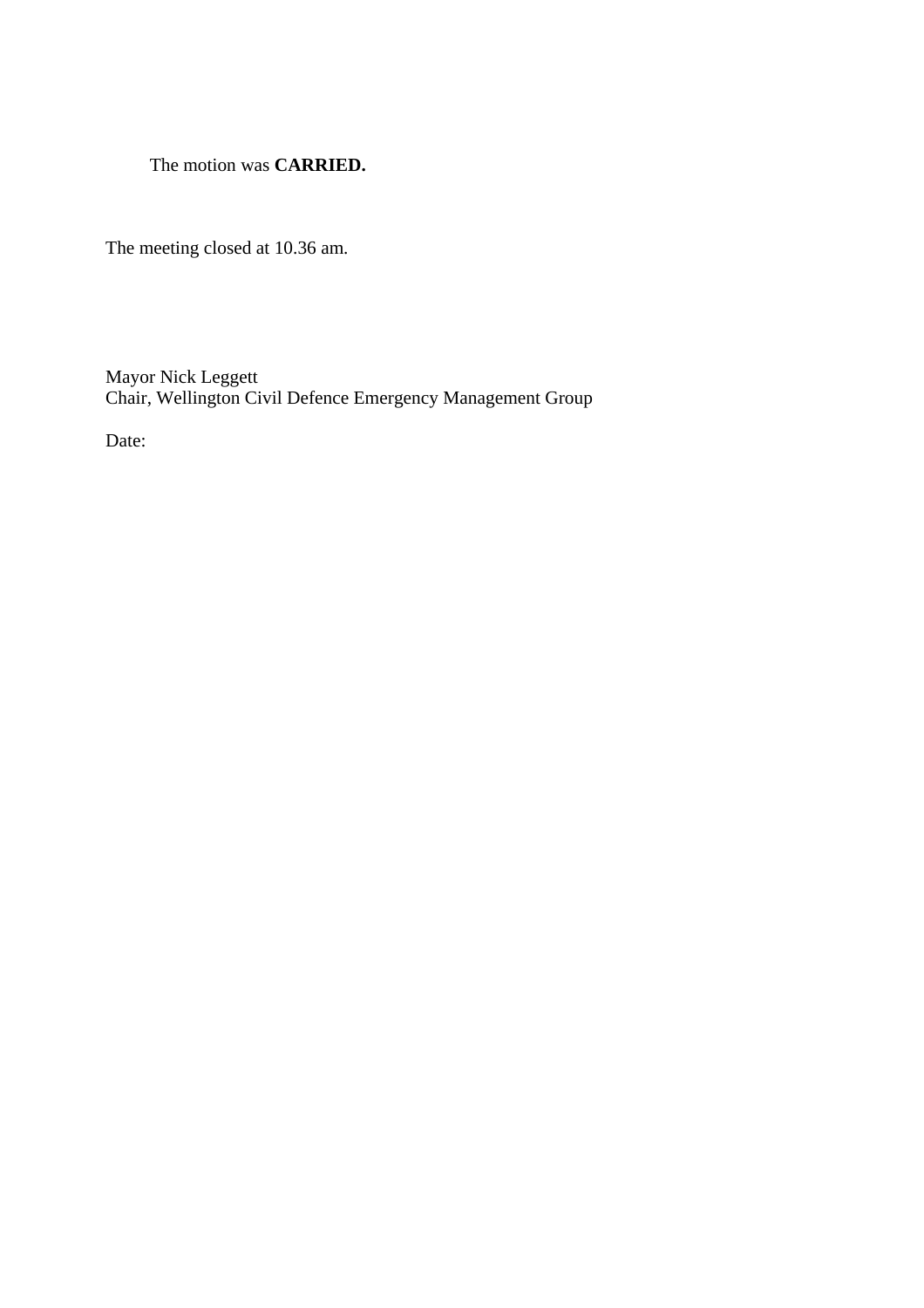The motion was **CARRIED.**

The meeting closed at 10.36 am.

Mayor Nick Leggett
Chair, Wellington Civil Defence Emergency Management Group

Date: